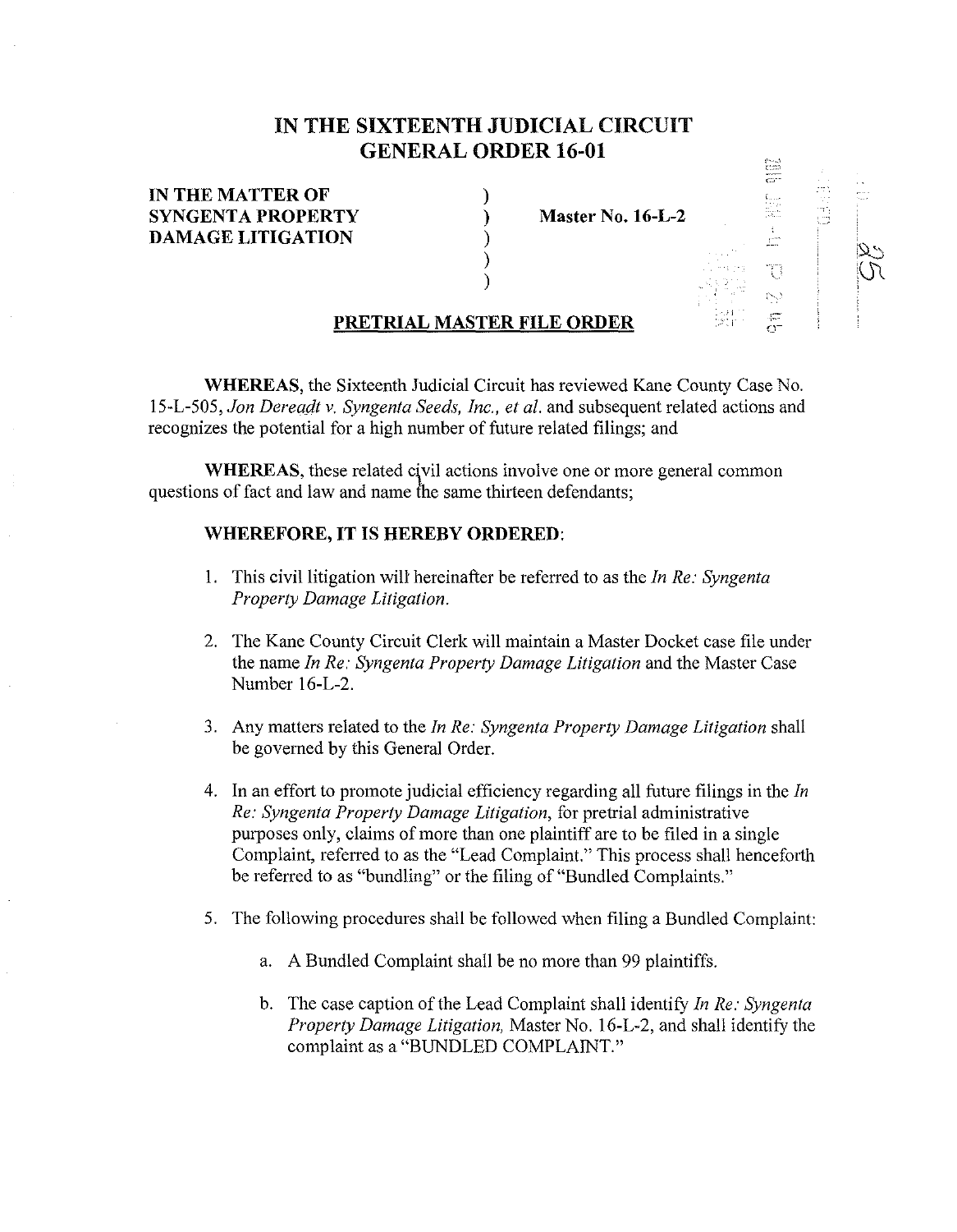# IN THE SIXTEENTH JUDICIAL CIRCUIT
# GENERAL ORDER 16-01

**IN THE MATTER OF SYNGENTA PROPERTY DAMAGE LITIGATION** ) **Master No. 16-L-2**

## PRETRIAL MASTER FILE ORDER

**WHEREAS,** the Sixteenth Judicial Circuit has reviewed Kane County Case No. 15-L-505, *Jon Dereadt v. Syngenta Seeds, Inc., et al.* and subsequent related actions and recognizes the potential for a high number of future related filings; and

**WHEREAS,** these related civil actions involve one or more general common questions of fact and law and name the same thirteen defendants;

**WHEREFORE, IT IS HEREBY ORDERED:**

1. This civil litigation will hereinafter be referred to as the *In Re: Syngenta Property Damage Litigation.*

2. The Kane County Circuit Clerk will maintain a Master Docket case file under the name *In Re: Syngenta Property Damage Litigation* and the Master Case Number 16-L-2.

3. Any matters related to the *In Re: Syngenta Property Damage Litigation* shall be governed by this General Order.

4. In an effort to promote judicial efficiency regarding all future filings in the *In Re: Syngenta Property Damage Litigation,* for pretrial administrative purposes only, claims of more than one plaintiff are to be filed in a single Complaint, referred to as the "Lead Complaint." This process shall henceforth be referred to as "bundling" or the filing of "Bundled Complaints."

5. The following procedures shall be followed when filing a Bundled Complaint:

    a. A Bundled Complaint shall be no more than 99 plaintiffs.

    b. The case caption of the Lead Complaint shall identify *In Re: Syngenta Property Damage Litigation,* Master No. 16-L-2, and shall identify the complaint as a "BUNDLED COMPLAINT."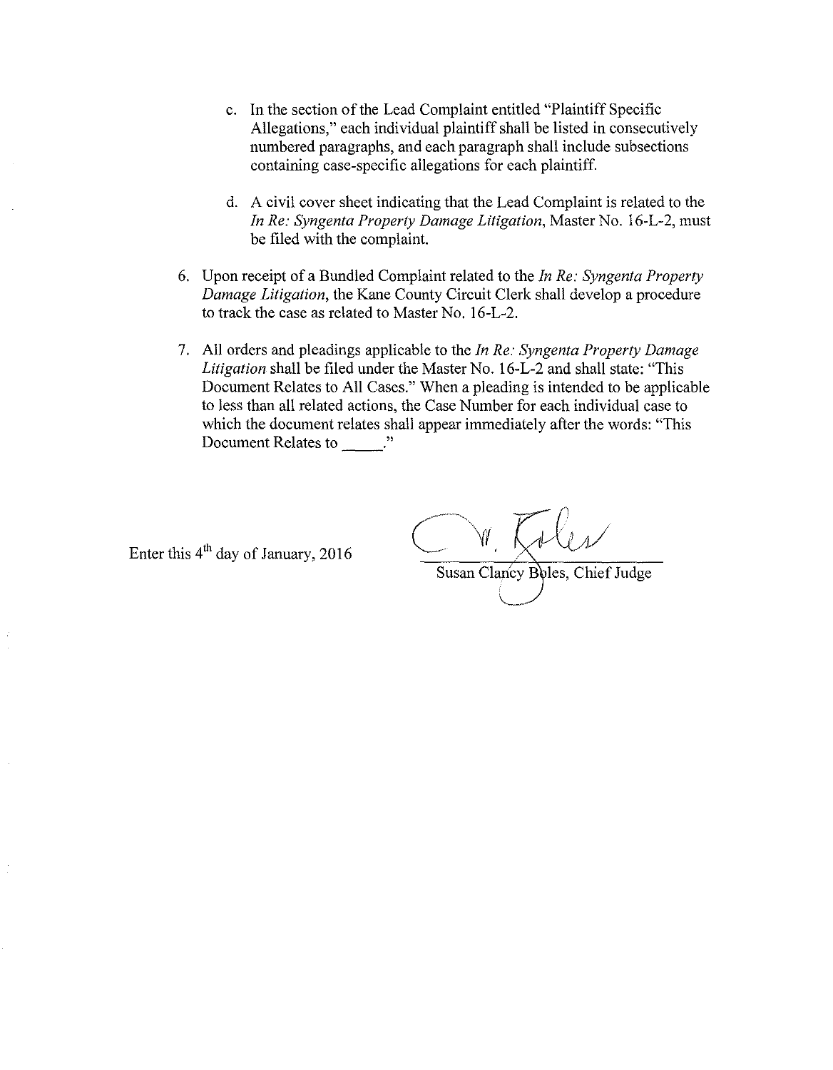c. In the section of the Lead Complaint entitled "Plaintiff Specific Allegations," each individual plaintiff shall be listed in consecutively numbered paragraphs, and each paragraph shall include subsections containing case-specific allegations for each plaintiff.

d. A civil cover sheet indicating that the Lead Complaint is related to the *In Re: Syngenta Property Damage Litigation*, Master No. 16-L-2, must be filed with the complaint.

6. Upon receipt of a Bundled Complaint related to the *In Re: Syngenta Property Damage Litigation*, the Kane County Circuit Clerk shall develop a procedure to track the case as related to Master No. 16-L-2.

7. All orders and pleadings applicable to the *In Re: Syngenta Property Damage Litigation* shall be filed under the Master No. 16-L-2 and shall state: "This Document Relates to All Cases." When a pleading is intended to be applicable to less than all related actions, the Case Number for each individual case to which the document relates shall appear immediately after the words: "This Document Relates to \_\_\_\_\_."

Enter this 4th day of January, 2016

Susan Clancy Boles, Chief Judge